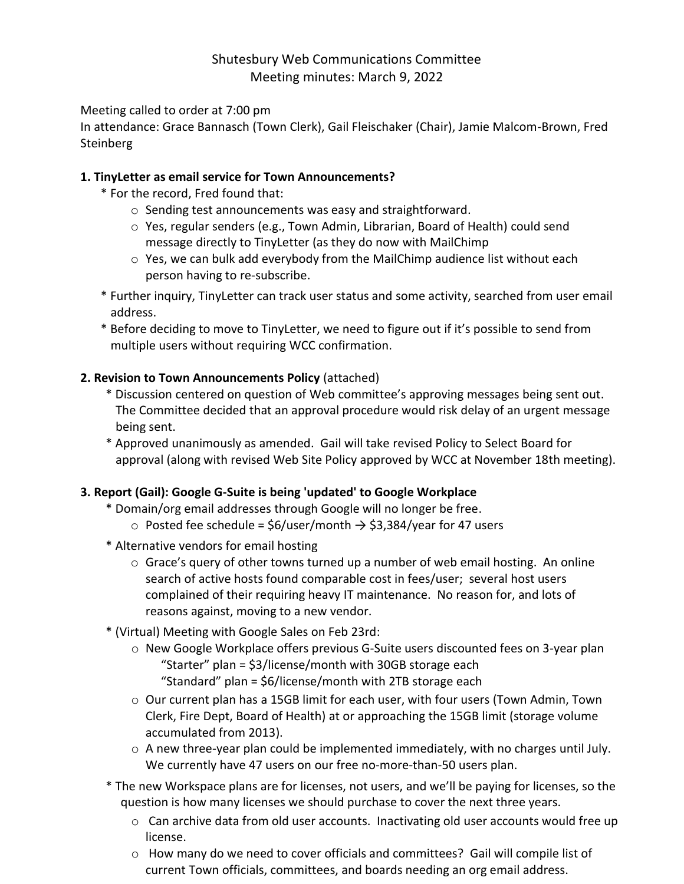Shutesbury Web Communications Committee
Meeting minutes: March 9, 2022

Meeting called to order at 7:00 pm
In attendance: Grace Bannasch (Town Clerk), Gail Fleischaker (Chair), Jamie Malcom-Brown, Fred Steinberg

**1. TinyLetter as email service for Town Announcements?**

* For the record, Fred found that:
  - Sending test announcements was easy and straightforward.
  - Yes, regular senders (e.g., Town Admin, Librarian, Board of Health) could send message directly to TinyLetter (as they do now with MailChimp
  - Yes, we can bulk add everybody from the MailChimp audience list without each person having to re-subscribe.
* Further inquiry, TinyLetter can track user status and some activity, searched from user email address.
* Before deciding to move to TinyLetter, we need to figure out if it's possible to send from multiple users without requiring WCC confirmation.

**2. Revision to Town Announcements Policy** (attached)

* Discussion centered on question of Web committee's approving messages being sent out. The Committee decided that an approval procedure would risk delay of an urgent message being sent.
* Approved unanimously as amended. Gail will take revised Policy to Select Board for approval (along with revised Web Site Policy approved by WCC at November 18th meeting).

**3. Report (Gail): Google G-Suite is being 'updated' to Google Workplace**

* Domain/org email addresses through Google will no longer be free.
  - Posted fee schedule = $6/user/month → $3,384/year for 47 users
* Alternative vendors for email hosting
  - Grace's query of other towns turned up a number of web email hosting. An online search of active hosts found comparable cost in fees/user; several host users complained of their requiring heavy IT maintenance. No reason for, and lots of reasons against, moving to a new vendor.
* (Virtual) Meeting with Google Sales on Feb 23rd:
  - New Google Workplace offers previous G-Suite users discounted fees on 3-year plan
    "Starter" plan = $3/license/month with 30GB storage each
    "Standard" plan = $6/license/month with 2TB storage each
  - Our current plan has a 15GB limit for each user, with four users (Town Admin, Town Clerk, Fire Dept, Board of Health) at or approaching the 15GB limit (storage volume accumulated from 2013).
  - A new three-year plan could be implemented immediately, with no charges until July. We currently have 47 users on our free no-more-than-50 users plan.
* The new Workspace plans are for licenses, not users, and we'll be paying for licenses, so the question is how many licenses we should purchase to cover the next three years.
  - Can archive data from old user accounts. Inactivating old user accounts would free up license.
  - How many do we need to cover officials and committees? Gail will compile list of current Town officials, committees, and boards needing an org email address.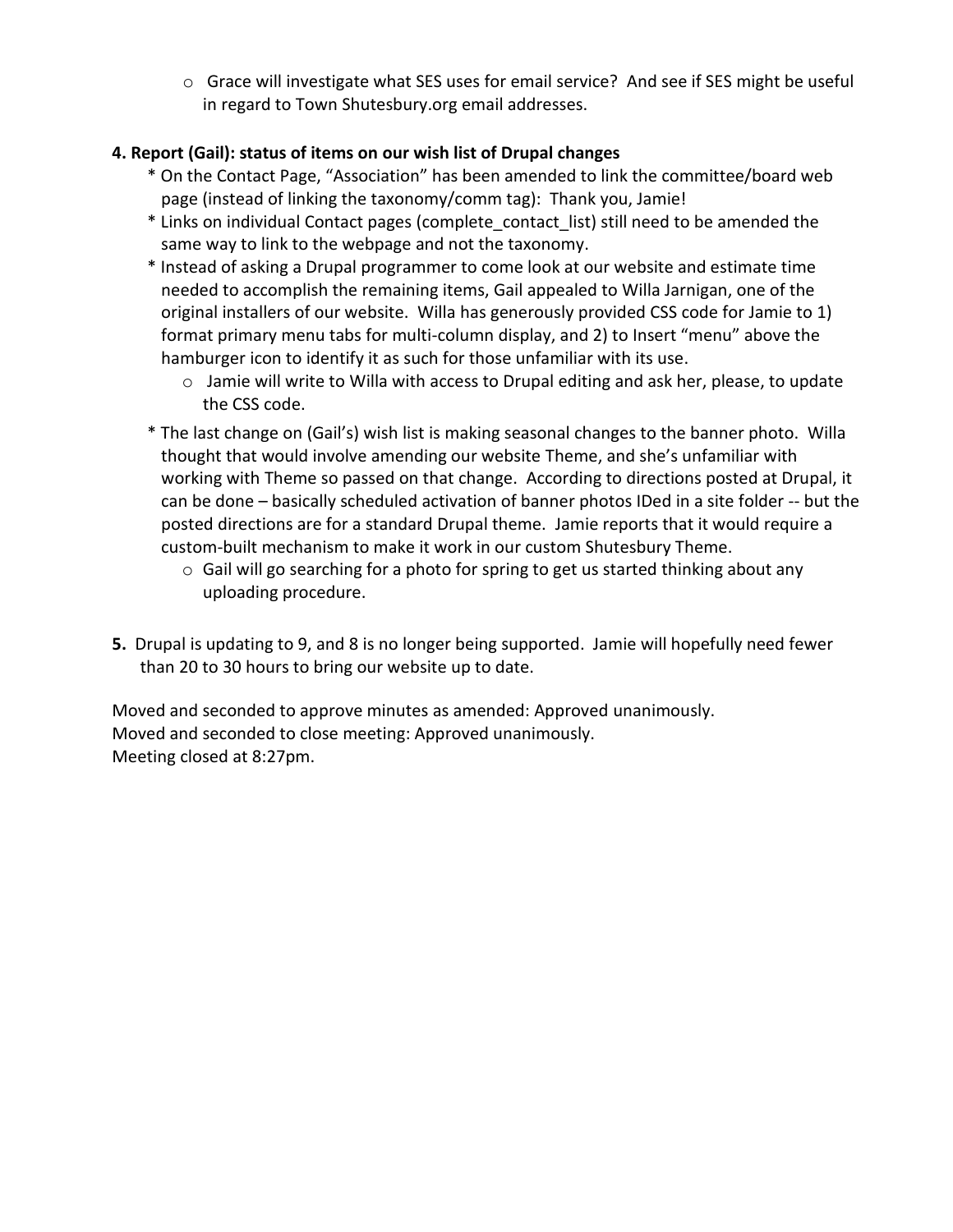- Grace will investigate what SES uses for email service? And see if SES might be useful in regard to Town Shutesbury.org email addresses.

**4. Report (Gail): status of items on our wish list of Drupal changes**

- On the Contact Page, "Association" has been amended to link the committee/board web page (instead of linking the taxonomy/comm tag): Thank you, Jamie!
- Links on individual Contact pages (complete_contact_list) still need to be amended the same way to link to the webpage and not the taxonomy.
- Instead of asking a Drupal programmer to come look at our website and estimate time needed to accomplish the remaining items, Gail appealed to Willa Jarnigan, one of the original installers of our website. Willa has generously provided CSS code for Jamie to 1) format primary menu tabs for multi-column display, and 2) to Insert "menu" above the hamburger icon to identify it as such for those unfamiliar with its use.
  - Jamie will write to Willa with access to Drupal editing and ask her, please, to update the CSS code.
- The last change on (Gail's) wish list is making seasonal changes to the banner photo. Willa thought that would involve amending our website Theme, and she's unfamiliar with working with Theme so passed on that change. According to directions posted at Drupal, it can be done – basically scheduled activation of banner photos IDed in a site folder -- but the posted directions are for a standard Drupal theme. Jamie reports that it would require a custom-built mechanism to make it work in our custom Shutesbury Theme.
  - Gail will go searching for a photo for spring to get us started thinking about any uploading procedure.

**5.** Drupal is updating to 9, and 8 is no longer being supported. Jamie will hopefully need fewer than 20 to 30 hours to bring our website up to date.

Moved and seconded to approve minutes as amended: Approved unanimously.
Moved and seconded to close meeting: Approved unanimously.
Meeting closed at 8:27pm.